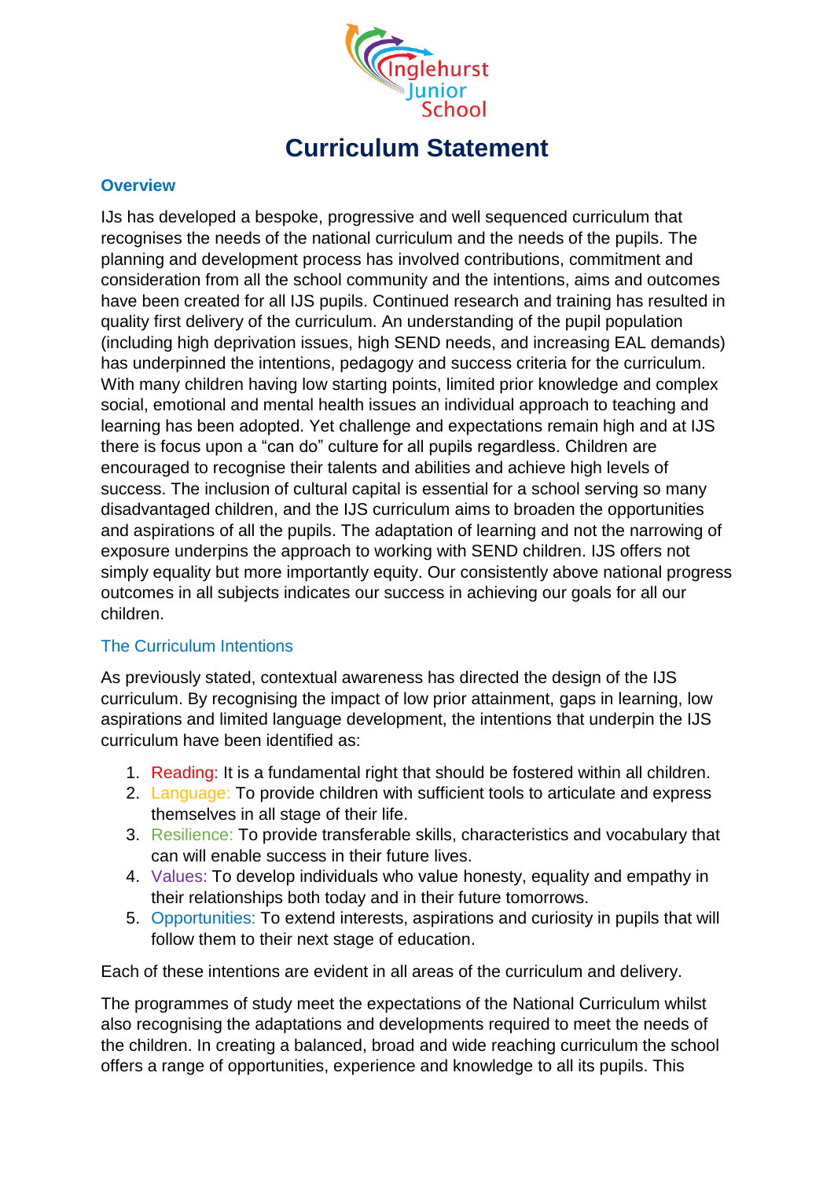Inglehurst Junior School

# Curriculum Statement

## Overview

IJs has developed a bespoke, progressive and well sequenced curriculum that recognises the needs of the national curriculum and the needs of the pupils. The planning and development process has involved contributions, commitment and consideration from all the school community and the intentions, aims and outcomes have been created for all IJS pupils. Continued research and training has resulted in quality first delivery of the curriculum. An understanding of the pupil population (including high deprivation issues, high SEND needs, and increasing EAL demands) has underpinned the intentions, pedagogy and success criteria for the curriculum. With many children having low starting points, limited prior knowledge and complex social, emotional and mental health issues an individual approach to teaching and learning has been adopted. Yet challenge and expectations remain high and at IJS there is focus upon a "can do" culture for all pupils regardless. Children are encouraged to recognise their talents and abilities and achieve high levels of success. The inclusion of cultural capital is essential for a school serving so many disadvantaged children, and the IJS curriculum aims to broaden the opportunities and aspirations of all the pupils. The adaptation of learning and not the narrowing of exposure underpins the approach to working with SEND children. IJS offers not simply equality but more importantly equity. Our consistently above national progress outcomes in all subjects indicates our success in achieving our goals for all our children.

### The Curriculum Intentions

As previously stated, contextual awareness has directed the design of the IJS curriculum. By recognising the impact of low prior attainment, gaps in learning, low aspirations and limited language development, the intentions that underpin the IJS curriculum have been identified as:

1. Reading: It is a fundamental right that should be fostered within all children.
2. Language: To provide children with sufficient tools to articulate and express themselves in all stage of their life.
3. Resilience: To provide transferable skills, characteristics and vocabulary that can will enable success in their future lives.
4. Values: To develop individuals who value honesty, equality and empathy in their relationships both today and in their future tomorrows.
5. Opportunities: To extend interests, aspirations and curiosity in pupils that will follow them to their next stage of education.

Each of these intentions are evident in all areas of the curriculum and delivery.

The programmes of study meet the expectations of the National Curriculum whilst also recognising the adaptations and developments required to meet the needs of the children. In creating a balanced, broad and wide reaching curriculum the school offers a range of opportunities, experience and knowledge to all its pupils. This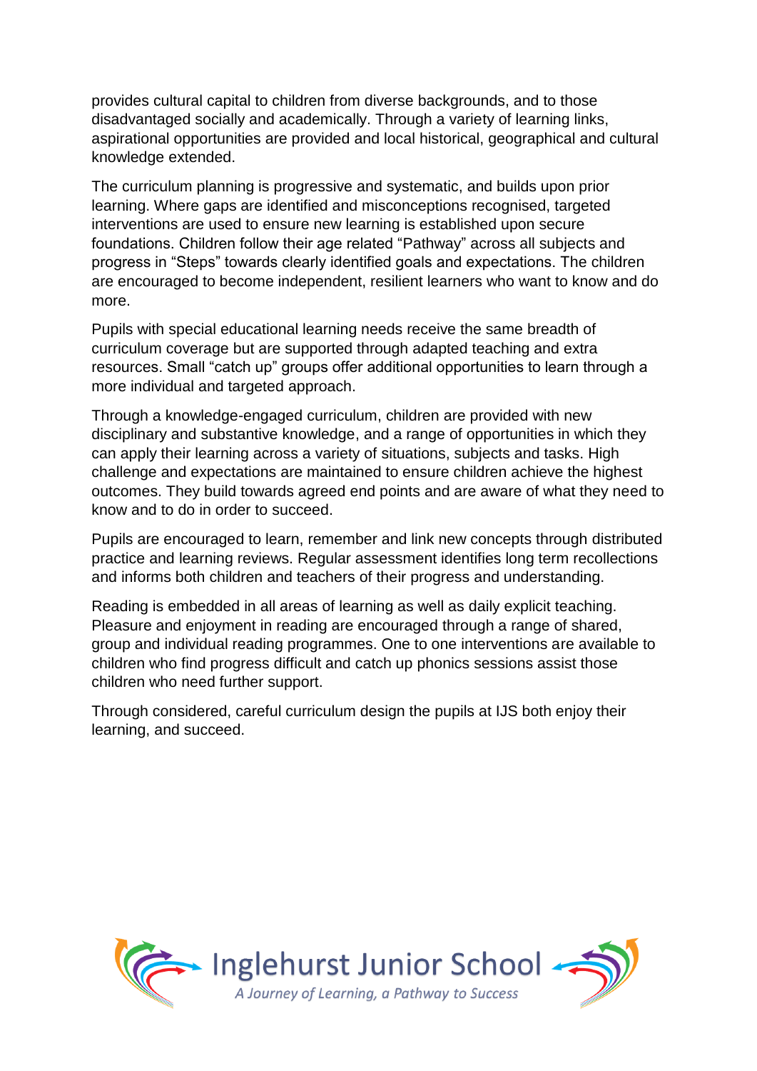provides cultural capital to children from diverse backgrounds, and to those disadvantaged socially and academically. Through a variety of learning links, aspirational opportunities are provided and local historical, geographical and cultural knowledge extended.

The curriculum planning is progressive and systematic, and builds upon prior learning. Where gaps are identified and misconceptions recognised, targeted interventions are used to ensure new learning is established upon secure foundations. Children follow their age related "Pathway" across all subjects and progress in "Steps" towards clearly identified goals and expectations. The children are encouraged to become independent, resilient learners who want to know and do more.

Pupils with special educational learning needs receive the same breadth of curriculum coverage but are supported through adapted teaching and extra resources. Small "catch up" groups offer additional opportunities to learn through a more individual and targeted approach.

Through a knowledge-engaged curriculum, children are provided with new disciplinary and substantive knowledge, and a range of opportunities in which they can apply their learning across a variety of situations, subjects and tasks. High challenge and expectations are maintained to ensure children achieve the highest outcomes. They build towards agreed end points and are aware of what they need to know and to do in order to succeed.

Pupils are encouraged to learn, remember and link new concepts through distributed practice and learning reviews. Regular assessment identifies long term recollections and informs both children and teachers of their progress and understanding.

Reading is embedded in all areas of learning as well as daily explicit teaching. Pleasure and enjoyment in reading are encouraged through a range of shared, group and individual reading programmes. One to one interventions are available to children who find progress difficult and catch up phonics sessions assist those children who need further support.

Through considered, careful curriculum design the pupils at IJS both enjoy their learning, and succeed.